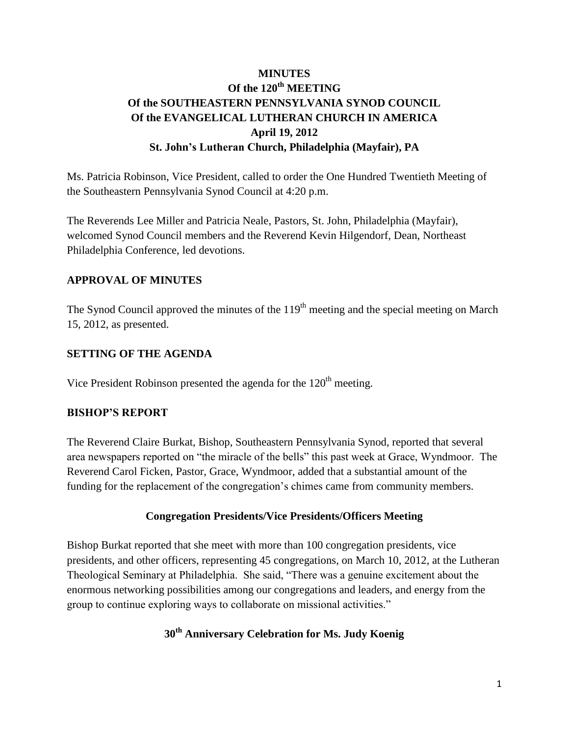# MINUTES
# Of the 120th MEETING
# Of the SOUTHEASTERN PENNSYLVANIA SYNOD COUNCIL
# Of the EVANGELICAL LUTHERAN CHURCH IN AMERICA
# April 19, 2012
# St. John's Lutheran Church, Philadelphia (Mayfair), PA

Ms. Patricia Robinson, Vice President, called to order the One Hundred Twentieth Meeting of the Southeastern Pennsylvania Synod Council at 4:20 p.m.

The Reverends Lee Miller and Patricia Neale, Pastors, St. John, Philadelphia (Mayfair), welcomed Synod Council members and the Reverend Kevin Hilgendorf, Dean, Northeast Philadelphia Conference, led devotions.

## APPROVAL OF MINUTES

The Synod Council approved the minutes of the 119th meeting and the special meeting on March 15, 2012, as presented.

## SETTING OF THE AGENDA

Vice President Robinson presented the agenda for the 120th meeting.

## BISHOP'S REPORT

The Reverend Claire Burkat, Bishop, Southeastern Pennsylvania Synod, reported that several area newspapers reported on "the miracle of the bells" this past week at Grace, Wyndmoor. The Reverend Carol Ficken, Pastor, Grace, Wyndmoor, added that a substantial amount of the funding for the replacement of the congregation's chimes came from community members.

### Congregation Presidents/Vice Presidents/Officers Meeting

Bishop Burkat reported that she meet with more than 100 congregation presidents, vice presidents, and other officers, representing 45 congregations, on March 10, 2012, at the Lutheran Theological Seminary at Philadelphia. She said, "There was a genuine excitement about the enormous networking possibilities among our congregations and leaders, and energy from the group to continue exploring ways to collaborate on missional activities."

### 30th Anniversary Celebration for Ms. Judy Koenig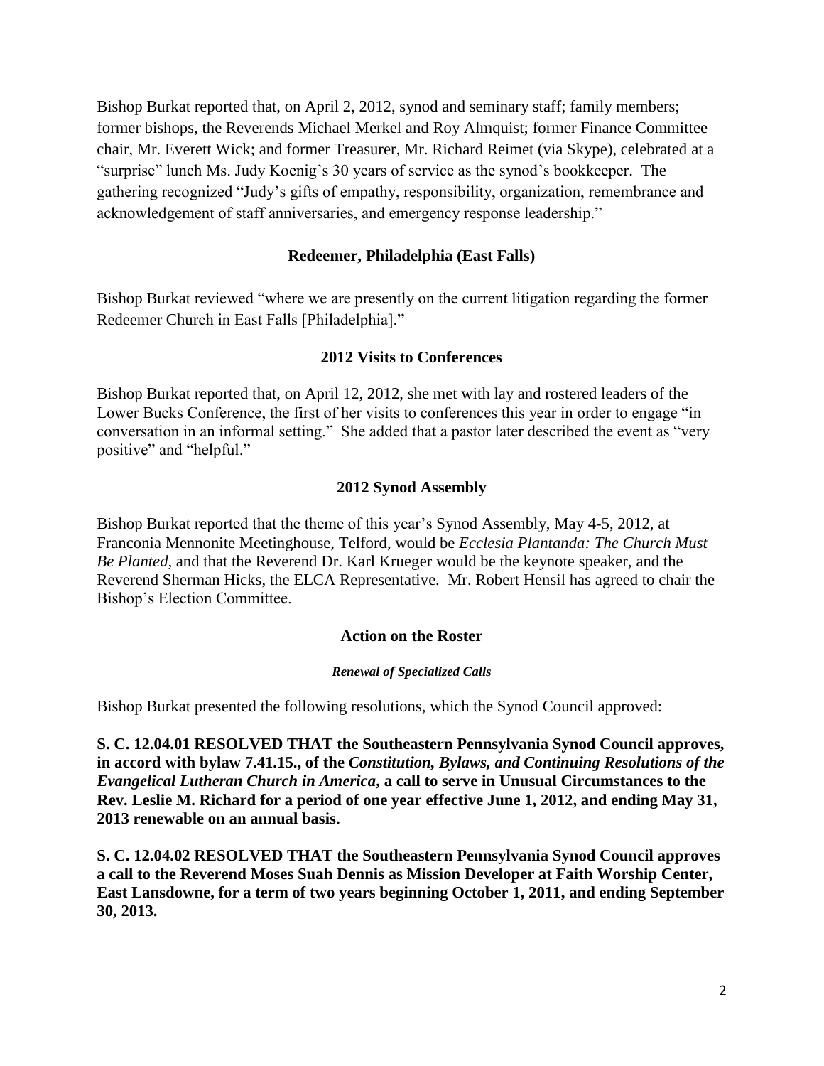Bishop Burkat reported that, on April 2, 2012, synod and seminary staff; family members; former bishops, the Reverends Michael Merkel and Roy Almquist; former Finance Committee chair, Mr. Everett Wick; and former Treasurer, Mr. Richard Reimet (via Skype), celebrated at a "surprise" lunch Ms. Judy Koenig's 30 years of service as the synod's bookkeeper. The gathering recognized "Judy's gifts of empathy, responsibility, organization, remembrance and acknowledgement of staff anniversaries, and emergency response leadership."

## Redeemer, Philadelphia (East Falls)

Bishop Burkat reviewed "where we are presently on the current litigation regarding the former Redeemer Church in East Falls [Philadelphia]."

## 2012 Visits to Conferences

Bishop Burkat reported that, on April 12, 2012, she met with lay and rostered leaders of the Lower Bucks Conference, the first of her visits to conferences this year in order to engage "in conversation in an informal setting." She added that a pastor later described the event as "very positive" and "helpful."

## 2012 Synod Assembly

Bishop Burkat reported that the theme of this year's Synod Assembly, May 4-5, 2012, at Franconia Mennonite Meetinghouse, Telford, would be *Ecclesia Plantanda: The Church Must Be Planted*, and that the Reverend Dr. Karl Krueger would be the keynote speaker, and the Reverend Sherman Hicks, the ELCA Representative. Mr. Robert Hensil has agreed to chair the Bishop's Election Committee.

## Action on the Roster

#### *Renewal of Specialized Calls*

Bishop Burkat presented the following resolutions, which the Synod Council approved:

**S. C. 12.04.01 RESOLVED THAT the Southeastern Pennsylvania Synod Council approves, in accord with bylaw 7.41.15., of the *Constitution, Bylaws, and Continuing Resolutions of the Evangelical Lutheran Church in America*, a call to serve in Unusual Circumstances to the Rev. Leslie M. Richard for a period of one year effective June 1, 2012, and ending May 31, 2013 renewable on an annual basis.**

**S. C. 12.04.02 RESOLVED THAT the Southeastern Pennsylvania Synod Council approves a call to the Reverend Moses Suah Dennis as Mission Developer at Faith Worship Center, East Lansdowne, for a term of two years beginning October 1, 2011, and ending September 30, 2013.**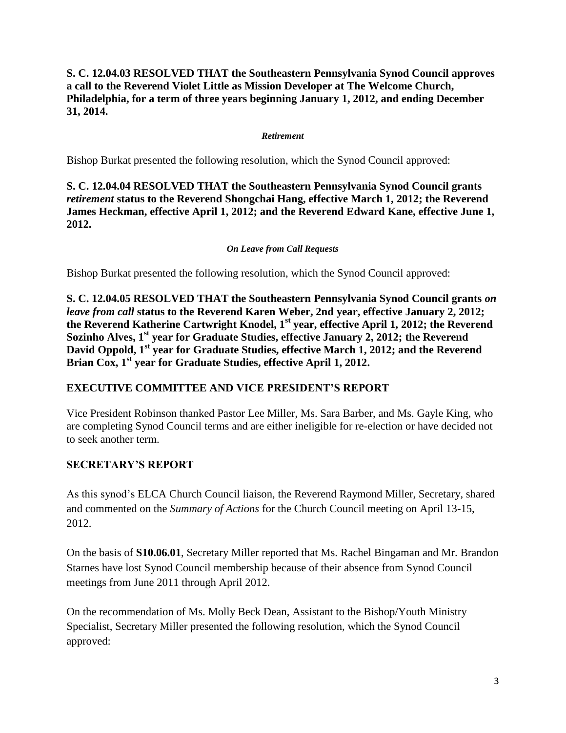**S. C. 12.04.03 RESOLVED THAT the Southeastern Pennsylvania Synod Council approves a call to the Reverend Violet Little as Mission Developer at The Welcome Church, Philadelphia, for a term of three years beginning January 1, 2012, and ending December 31, 2014.**

***Retirement***

Bishop Burkat presented the following resolution, which the Synod Council approved:

**S. C. 12.04.04 RESOLVED THAT the Southeastern Pennsylvania Synod Council grants *retirement* status to the Reverend Shongchai Hang, effective March 1, 2012; the Reverend James Heckman, effective April 1, 2012; and the Reverend Edward Kane, effective June 1, 2012.**

***On Leave from Call Requests***

Bishop Burkat presented the following resolution, which the Synod Council approved:

**S. C. 12.04.05 RESOLVED THAT the Southeastern Pennsylvania Synod Council grants *on leave from call* status to the Reverend Karen Weber, 2nd year, effective January 2, 2012; the Reverend Katherine Cartwright Knodel, 1st year, effective April 1, 2012; the Reverend Sozinho Alves, 1st year for Graduate Studies, effective January 2, 2012; the Reverend David Oppold, 1st year for Graduate Studies, effective March 1, 2012; and the Reverend Brian Cox, 1st year for Graduate Studies, effective April 1, 2012.**

## EXECUTIVE COMMITTEE AND VICE PRESIDENT'S REPORT

Vice President Robinson thanked Pastor Lee Miller, Ms. Sara Barber, and Ms. Gayle King, who are completing Synod Council terms and are either ineligible for re-election or have decided not to seek another term.

## SECRETARY'S REPORT

As this synod's ELCA Church Council liaison, the Reverend Raymond Miller, Secretary, shared and commented on the *Summary of Actions* for the Church Council meeting on April 13-15, 2012.

On the basis of **S10.06.01**, Secretary Miller reported that Ms. Rachel Bingaman and Mr. Brandon Starnes have lost Synod Council membership because of their absence from Synod Council meetings from June 2011 through April 2012.

On the recommendation of Ms. Molly Beck Dean, Assistant to the Bishop/Youth Ministry Specialist, Secretary Miller presented the following resolution, which the Synod Council approved: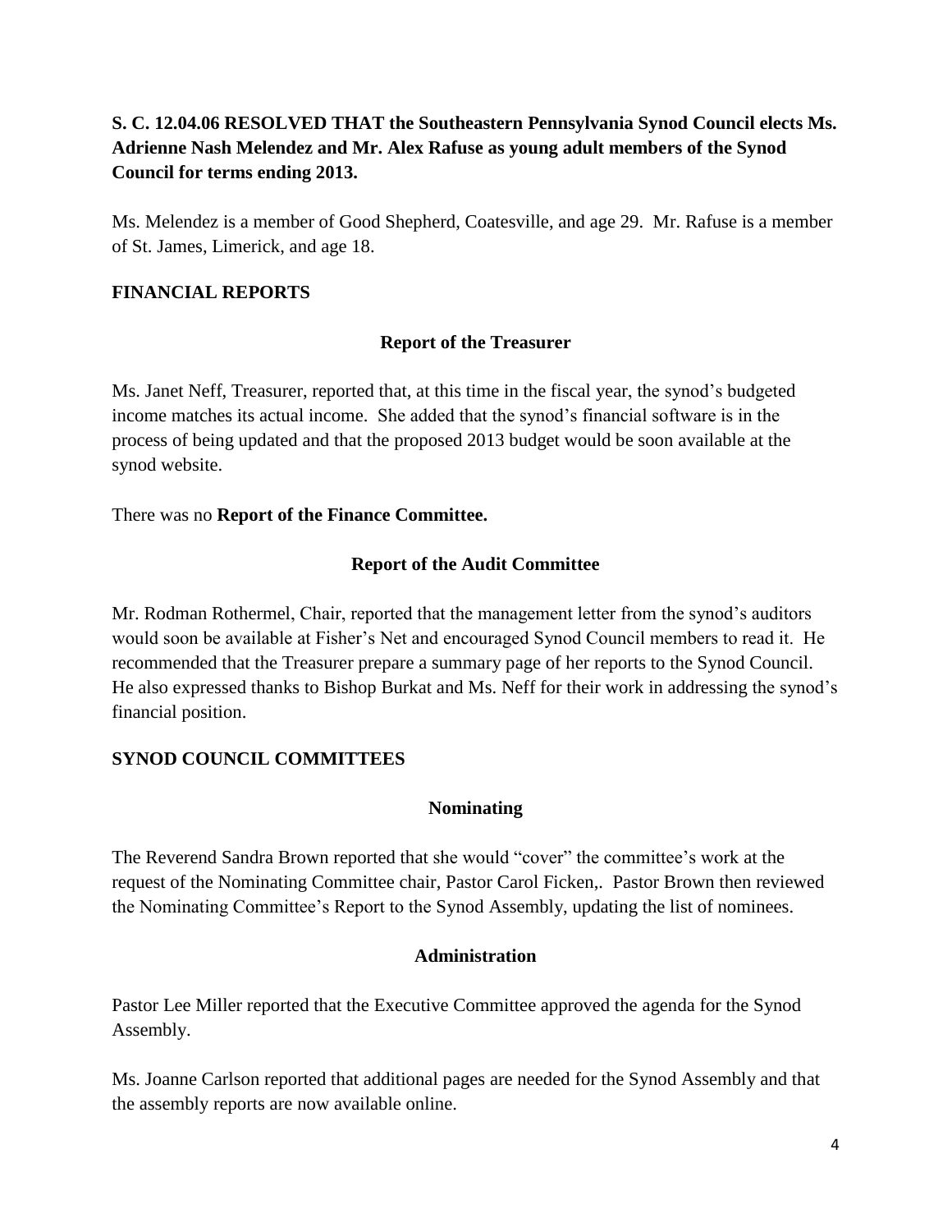**S. C. 12.04.06 RESOLVED THAT the Southeastern Pennsylvania Synod Council elects Ms. Adrienne Nash Melendez and Mr. Alex Rafuse as young adult members of the Synod Council for terms ending 2013.**

Ms. Melendez is a member of Good Shepherd, Coatesville, and age 29. Mr. Rafuse is a member of St. James, Limerick, and age 18.

## FINANCIAL REPORTS

### Report of the Treasurer

Ms. Janet Neff, Treasurer, reported that, at this time in the fiscal year, the synod's budgeted income matches its actual income. She added that the synod's financial software is in the process of being updated and that the proposed 2013 budget would be soon available at the synod website.

There was no **Report of the Finance Committee.**

### Report of the Audit Committee

Mr. Rodman Rothermel, Chair, reported that the management letter from the synod's auditors would soon be available at Fisher's Net and encouraged Synod Council members to read it. He recommended that the Treasurer prepare a summary page of her reports to the Synod Council. He also expressed thanks to Bishop Burkat and Ms. Neff for their work in addressing the synod's financial position.

## SYNOD COUNCIL COMMITTEES

### Nominating

The Reverend Sandra Brown reported that she would "cover" the committee's work at the request of the Nominating Committee chair, Pastor Carol Ficken,. Pastor Brown then reviewed the Nominating Committee's Report to the Synod Assembly, updating the list of nominees.

### Administration

Pastor Lee Miller reported that the Executive Committee approved the agenda for the Synod Assembly.

Ms. Joanne Carlson reported that additional pages are needed for the Synod Assembly and that the assembly reports are now available online.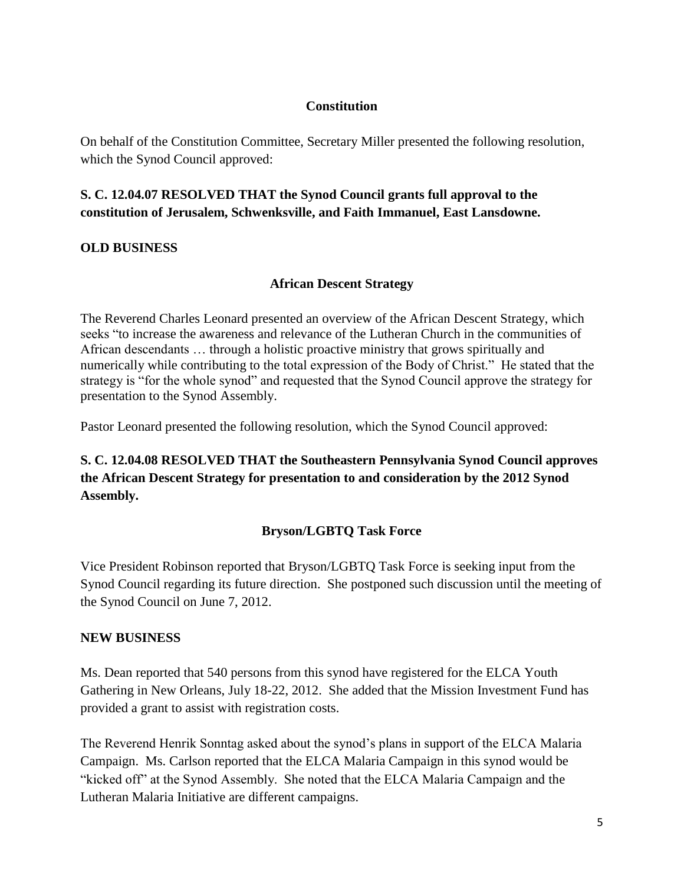### Constitution

On behalf of the Constitution Committee, Secretary Miller presented the following resolution, which the Synod Council approved:

**S. C. 12.04.07 RESOLVED THAT the Synod Council grants full approval to the constitution of Jerusalem, Schwenksville, and Faith Immanuel, East Lansdowne.**

## OLD BUSINESS

### African Descent Strategy

The Reverend Charles Leonard presented an overview of the African Descent Strategy, which seeks "to increase the awareness and relevance of the Lutheran Church in the communities of African descendants … through a holistic proactive ministry that grows spiritually and numerically while contributing to the total expression of the Body of Christ." He stated that the strategy is "for the whole synod" and requested that the Synod Council approve the strategy for presentation to the Synod Assembly.

Pastor Leonard presented the following resolution, which the Synod Council approved:

**S. C. 12.04.08 RESOLVED THAT the Southeastern Pennsylvania Synod Council approves the African Descent Strategy for presentation to and consideration by the 2012 Synod Assembly.**

### Bryson/LGBTQ Task Force

Vice President Robinson reported that Bryson/LGBTQ Task Force is seeking input from the Synod Council regarding its future direction. She postponed such discussion until the meeting of the Synod Council on June 7, 2012.

## NEW BUSINESS

Ms. Dean reported that 540 persons from this synod have registered for the ELCA Youth Gathering in New Orleans, July 18-22, 2012. She added that the Mission Investment Fund has provided a grant to assist with registration costs.

The Reverend Henrik Sonntag asked about the synod's plans in support of the ELCA Malaria Campaign. Ms. Carlson reported that the ELCA Malaria Campaign in this synod would be "kicked off" at the Synod Assembly. She noted that the ELCA Malaria Campaign and the Lutheran Malaria Initiative are different campaigns.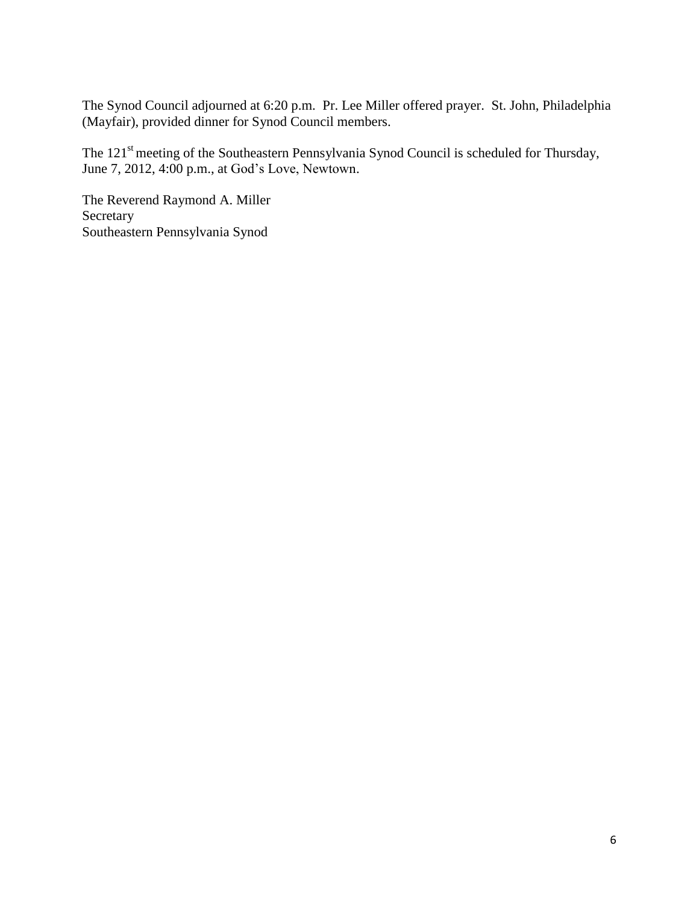The Synod Council adjourned at 6:20 p.m. Pr. Lee Miller offered prayer. St. John, Philadelphia (Mayfair), provided dinner for Synod Council members.

The 121st meeting of the Southeastern Pennsylvania Synod Council is scheduled for Thursday, June 7, 2012, 4:00 p.m., at God's Love, Newtown.

The Reverend Raymond A. Miller
Secretary
Southeastern Pennsylvania Synod